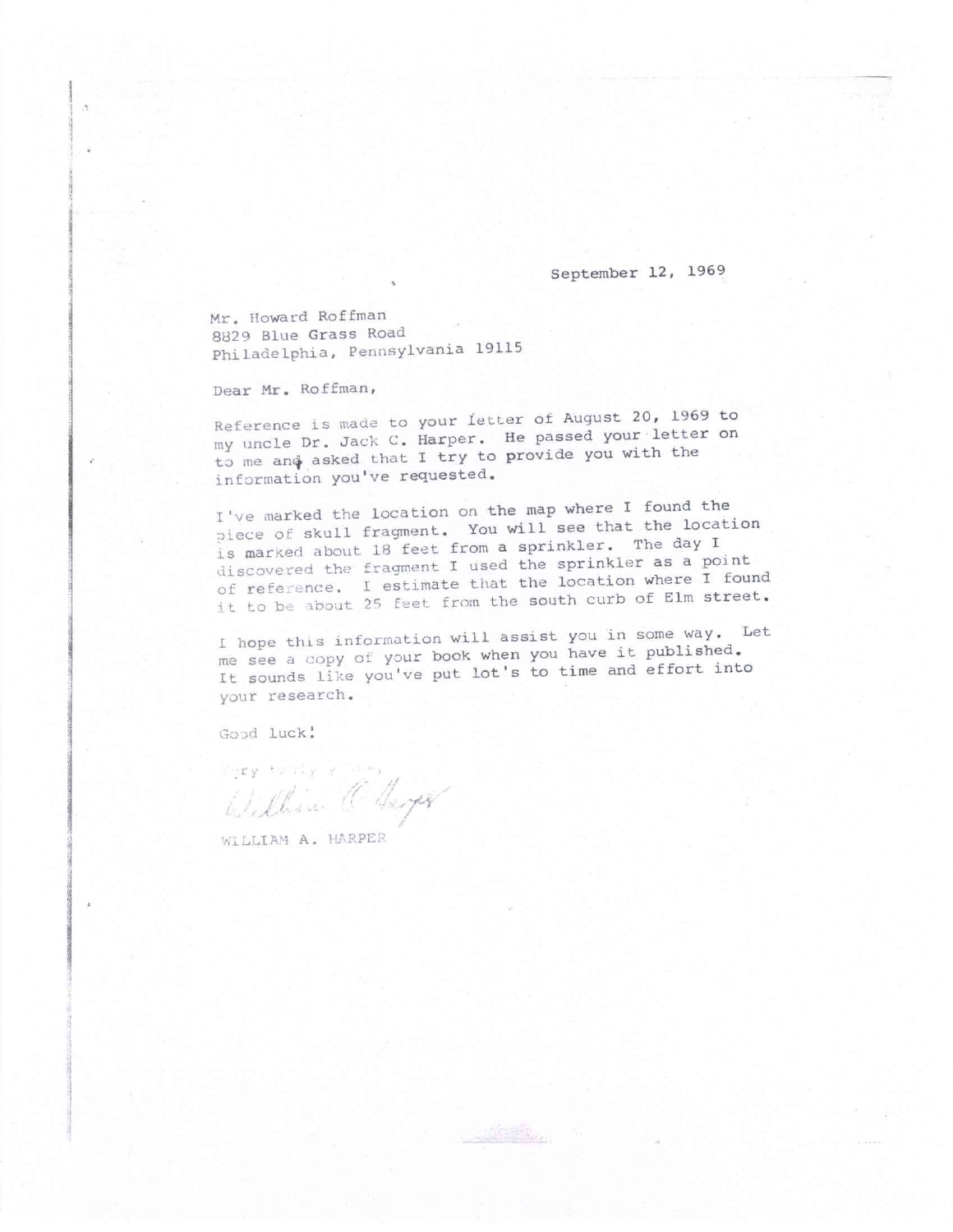September 12, 1969

Mr. Howard Roffman
8829 Blue Grass Road
Philadelphia, Pennsylvania 19115

Dear Mr. Roffman,

Reference is made to your letter of August 20, 1969 to my uncle Dr. Jack C. Harper. He passed your letter on to me and asked that I try to provide you with the information you've requested.

I've marked the location on the map where I found the piece of skull fragment. You will see that the location is marked about 18 feet from a sprinkler. The day I discovered the fragment I used the sprinkler as a point of reference. I estimate that the location where I found it to be about 25 feet from the south curb of Elm street.

I hope this information will assist you in some way. Let me see a copy of your book when you have it published. It sounds like you've put lot's to time and effort into your research.

Good luck!

Very truly yours,

William A. Harper

WILLIAM A. HARPER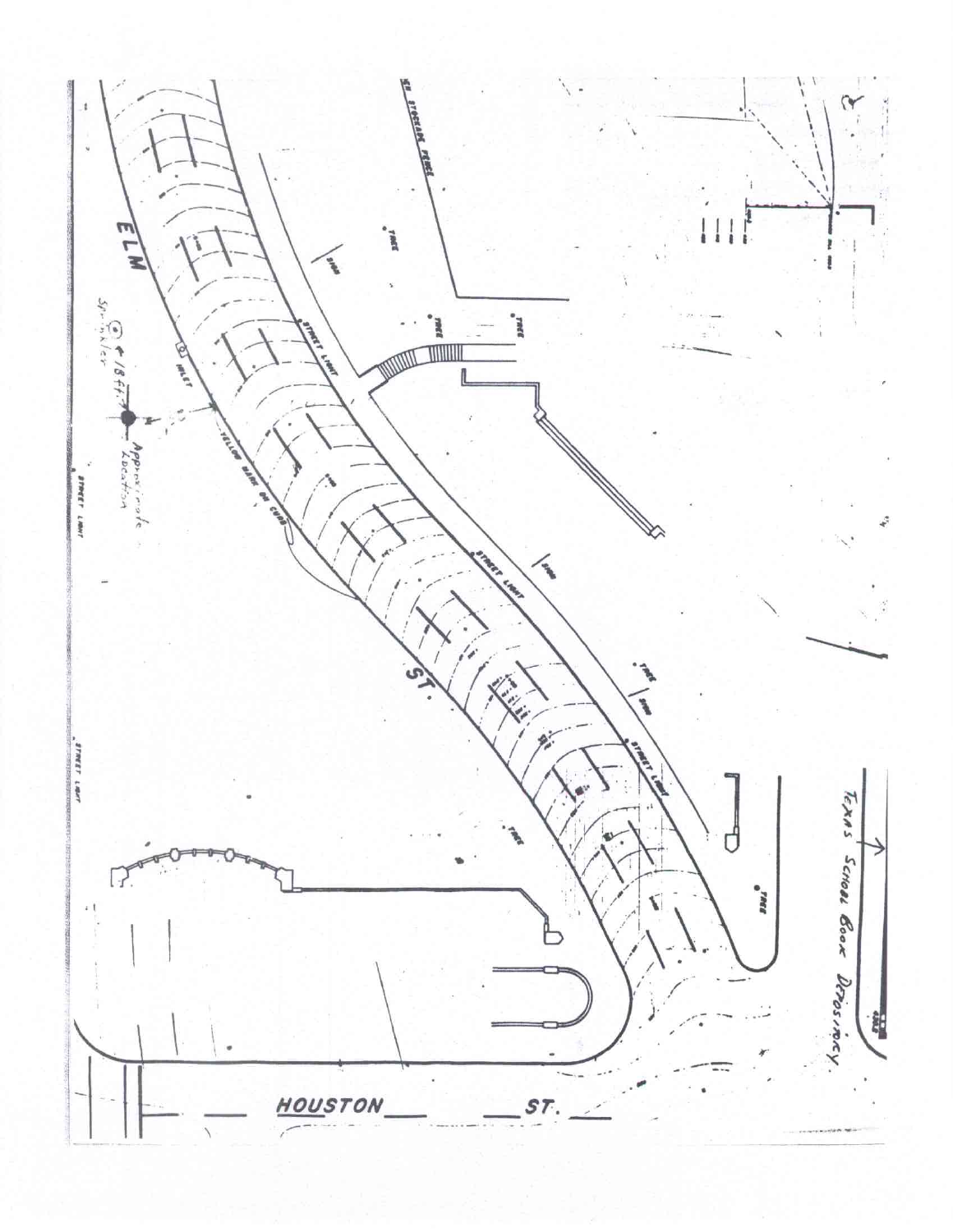ELM

ST.

HOUSTON ST.

Texas School Book Depository

Approximate Location

18 ft.

Sprinkler

INLET

YELLOW MARK ON CURB

STREET LIGHT

STREET LIGHT

STREET LIGHT

STREET LIGHT

STREET LIGHT

STREET LIGHT

TREE

TREE

TREE

TREE

TREE

TREE

SIGN

SIGN

SIGN

SIGN

STOCKADE FENCE